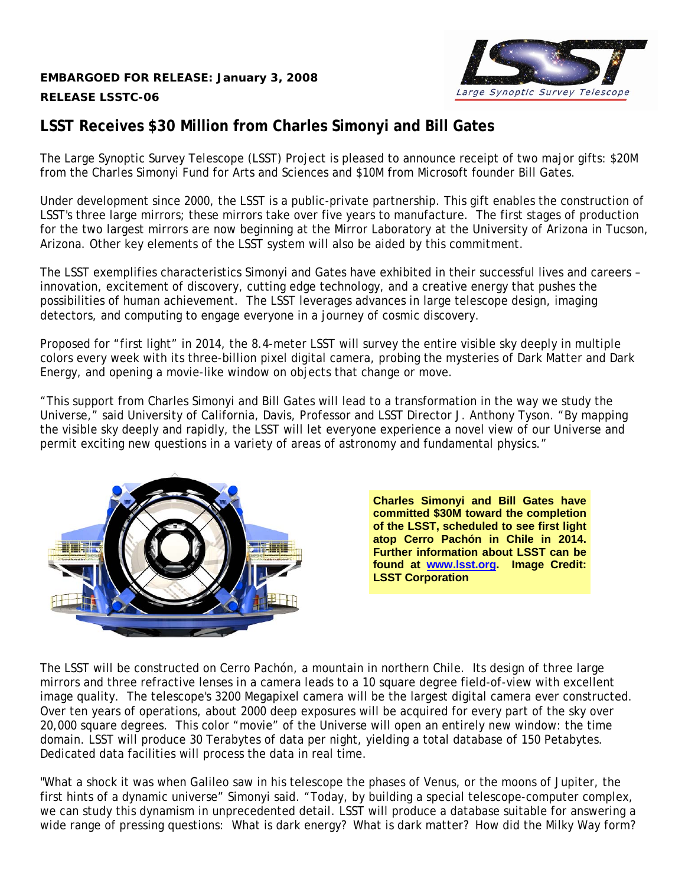**EMBARGOED FOR RELEASE: January 3, 2008**

**RELEASE LSSTC-06**

# LSST Receives $30 Million from Charles Simonyi and Bill Gates

The Large Synoptic Survey Telescope (LSST) Project is pleased to announce receipt of two major gifts: $20M from the Charles Simonyi Fund for Arts and Sciences and $10M from Microsoft founder Bill Gates.

Under development since 2000, the LSST is a public-private partnership. This gift enables the construction of LSST's three large mirrors; these mirrors take over five years to manufacture. The first stages of production for the two largest mirrors are now beginning at the Mirror Laboratory at the University of Arizona in Tucson, Arizona. Other key elements of the LSST system will also be aided by this commitment.

The LSST exemplifies characteristics Simonyi and Gates have exhibited in their successful lives and careers – innovation, excitement of discovery, cutting edge technology, and a creative energy that pushes the possibilities of human achievement. The LSST leverages advances in large telescope design, imaging detectors, and computing to engage everyone in a journey of cosmic discovery.

Proposed for "first light" in 2014, the 8.4-meter LSST will survey the entire visible sky deeply in multiple colors every week with its three-billion pixel digital camera, probing the mysteries of Dark Matter and Dark Energy, and opening a movie-like window on objects that change or move.

"This support from Charles Simonyi and Bill Gates will lead to a transformation in the way we study the Universe," said University of California, Davis, Professor and LSST Director J. Anthony Tyson. "By mapping the visible sky deeply and rapidly, the LSST will let everyone experience a novel view of our Universe and permit exciting new questions in a variety of areas of astronomy and fundamental physics."

**Charles Simonyi and Bill Gates have committed $30M toward the completion of the LSST, scheduled to see first light atop Cerro Pachón in Chile in 2014. Further information about LSST can be found at [www.lsst.org](http://www.lsst.org). Image Credit: LSST Corporation**

The LSST will be constructed on Cerro Pachón, a mountain in northern Chile. Its design of three large mirrors and three refractive lenses in a camera leads to a 10 square degree field-of-view with excellent image quality. The telescope's 3200 Megapixel camera will be the largest digital camera ever constructed. Over ten years of operations, about 2000 deep exposures will be acquired for every part of the sky over 20,000 square degrees. This color "movie" of the Universe will open an entirely new window: the time domain. LSST will produce 30 Terabytes of data per night, yielding a total database of 150 Petabytes. Dedicated data facilities will process the data in real time.

"What a shock it was when Galileo saw in his telescope the phases of Venus, or the moons of Jupiter, the first hints of a dynamic universe" Simonyi said. "Today, by building a special telescope-computer complex, we can study this dynamism in unprecedented detail. LSST will produce a database suitable for answering a wide range of pressing questions: What is dark energy? What is dark matter? How did the Milky Way form?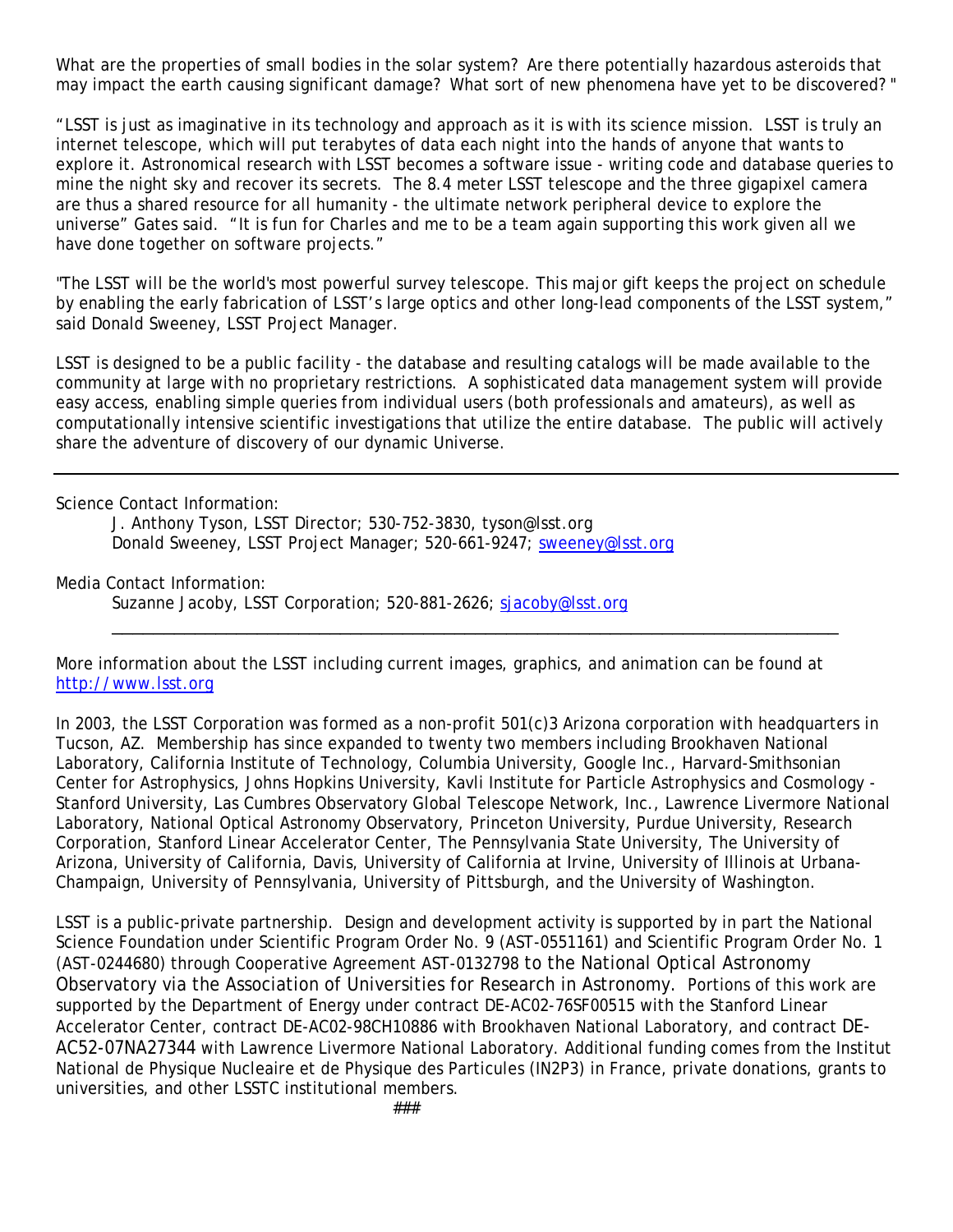What are the properties of small bodies in the solar system? Are there potentially hazardous asteroids that may impact the earth causing significant damage? What sort of new phenomena have yet to be discovered? "

"LSST is just as imaginative in its technology and approach as it is with its science mission. LSST is truly an internet telescope, which will put terabytes of data each night into the hands of anyone that wants to explore it. Astronomical research with LSST becomes a software issue - writing code and database queries to mine the night sky and recover its secrets. The 8.4 meter LSST telescope and the three gigapixel camera are thus a shared resource for all humanity - the ultimate network peripheral device to explore the universe" Gates said. "It is fun for Charles and me to be a team again supporting this work given all we have done together on software projects."

"The LSST will be the world's most powerful survey telescope. This major gift keeps the project on schedule by enabling the early fabrication of LSST's large optics and other long-lead components of the LSST system," said Donald Sweeney, LSST Project Manager.

LSST is designed to be a public facility - the database and resulting catalogs will be made available to the community at large with no proprietary restrictions. A sophisticated data management system will provide easy access, enabling simple queries from individual users (both professionals and amateurs), as well as computationally intensive scientific investigations that utilize the entire database. The public will actively share the adventure of discovery of our dynamic Universe.

---

Science Contact Information:

J. Anthony Tyson, LSST Director; 530-752-3830, tyson@lsst.org
Donald Sweeney, LSST Project Manager; 520-661-9247; sweeney@lsst.org

Media Contact Information:

Suzanne Jacoby, LSST Corporation; 520-881-2626; sjacoby@lsst.org

---

More information about the LSST including current images, graphics, and animation can be found at http://www.lsst.org

In 2003, the LSST Corporation was formed as a non-profit 501(c)3 Arizona corporation with headquarters in Tucson, AZ. Membership has since expanded to twenty two members including Brookhaven National Laboratory, California Institute of Technology, Columbia University, Google Inc., Harvard-Smithsonian Center for Astrophysics, Johns Hopkins University, Kavli Institute for Particle Astrophysics and Cosmology - Stanford University, Las Cumbres Observatory Global Telescope Network, Inc., Lawrence Livermore National Laboratory, National Optical Astronomy Observatory, Princeton University, Purdue University, Research Corporation, Stanford Linear Accelerator Center, The Pennsylvania State University, The University of Arizona, University of California, Davis, University of California at Irvine, University of Illinois at Urbana-Champaign, University of Pennsylvania, University of Pittsburgh, and the University of Washington.

LSST is a public-private partnership. Design and development activity is supported by in part the National Science Foundation under Scientific Program Order No. 9 (AST-0551161) and Scientific Program Order No. 1 (AST-0244680) through Cooperative Agreement AST-0132798 to the National Optical Astronomy Observatory via the Association of Universities for Research in Astronomy. Portions of this work are supported by the Department of Energy under contract DE-AC02-76SF00515 with the Stanford Linear Accelerator Center, contract DE-AC02-98CH10886 with Brookhaven National Laboratory, and contract DE-AC52-07NA27344 with Lawrence Livermore National Laboratory. Additional funding comes from the Institut National de Physique Nucleaire et de Physique des Particules (IN2P3) in France, private donations, grants to universities, and other LSSTC institutional members.

###